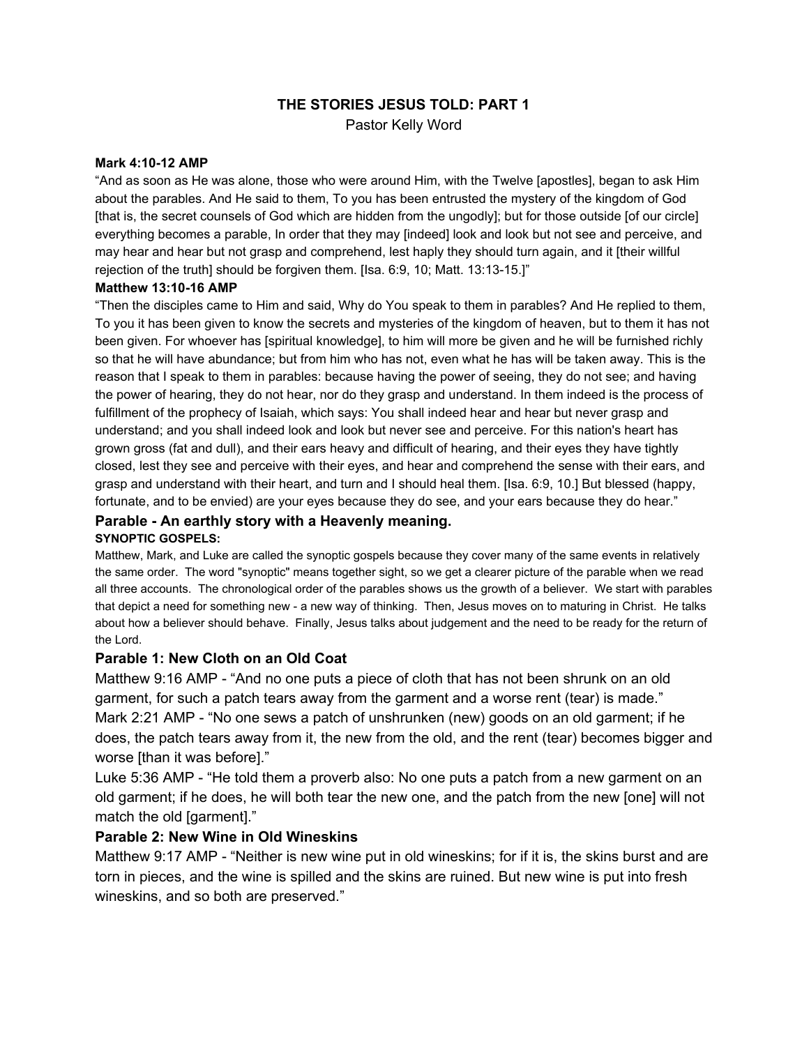# THE STORIES JESUS TOLD: PART 1

Pastor Kelly Word

**Mark 4:10-12 AMP**

"And as soon as He was alone, those who were around Him, with the Twelve [apostles], began to ask Him about the parables. And He said to them, To you has been entrusted the mystery of the kingdom of God [that is, the secret counsels of God which are hidden from the ungodly]; but for those outside [of our circle] everything becomes a parable, In order that they may [indeed] look and look but not see and perceive, and may hear and hear but not grasp and comprehend, lest haply they should turn again, and it [their willful rejection of the truth] should be forgiven them. [Isa. 6:9, 10; Matt. 13:13-15.]"

**Matthew 13:10-16 AMP**

"Then the disciples came to Him and said, Why do You speak to them in parables? And He replied to them, To you it has been given to know the secrets and mysteries of the kingdom of heaven, but to them it has not been given. For whoever has [spiritual knowledge], to him will more be given and he will be furnished richly so that he will have abundance; but from him who has not, even what he has will be taken away. This is the reason that I speak to them in parables: because having the power of seeing, they do not see; and having the power of hearing, they do not hear, nor do they grasp and understand. In them indeed is the process of fulfillment of the prophecy of Isaiah, which says: You shall indeed hear and hear but never grasp and understand; and you shall indeed look and look but never see and perceive. For this nation's heart has grown gross (fat and dull), and their ears heavy and difficult of hearing, and their eyes they have tightly closed, lest they see and perceive with their eyes, and hear and comprehend the sense with their ears, and grasp and understand with their heart, and turn and I should heal them. [Isa. 6:9, 10.] But blessed (happy, fortunate, and to be envied) are your eyes because they do see, and your ears because they do hear."

### Parable - An earthly story with a Heavenly meaning.

**SYNOPTIC GOSPELS:**

Matthew, Mark, and Luke are called the synoptic gospels because they cover many of the same events in relatively the same order. The word "synoptic" means together sight, so we get a clearer picture of the parable when we read all three accounts. The chronological order of the parables shows us the growth of a believer. We start with parables that depict a need for something new - a new way of thinking. Then, Jesus moves on to maturing in Christ. He talks about how a believer should behave. Finally, Jesus talks about judgement and the need to be ready for the return of the Lord.

### Parable 1: New Cloth on an Old Coat

Matthew 9:16 AMP - "And no one puts a piece of cloth that has not been shrunk on an old garment, for such a patch tears away from the garment and a worse rent (tear) is made."

Mark 2:21 AMP - "No one sews a patch of unshrunken (new) goods on an old garment; if he does, the patch tears away from it, the new from the old, and the rent (tear) becomes bigger and worse [than it was before]."

Luke 5:36 AMP - "He told them a proverb also: No one puts a patch from a new garment on an old garment; if he does, he will both tear the new one, and the patch from the new [one] will not match the old [garment]."

### Parable 2: New Wine in Old Wineskins

Matthew 9:17 AMP - "Neither is new wine put in old wineskins; for if it is, the skins burst and are torn in pieces, and the wine is spilled and the skins are ruined. But new wine is put into fresh wineskins, and so both are preserved."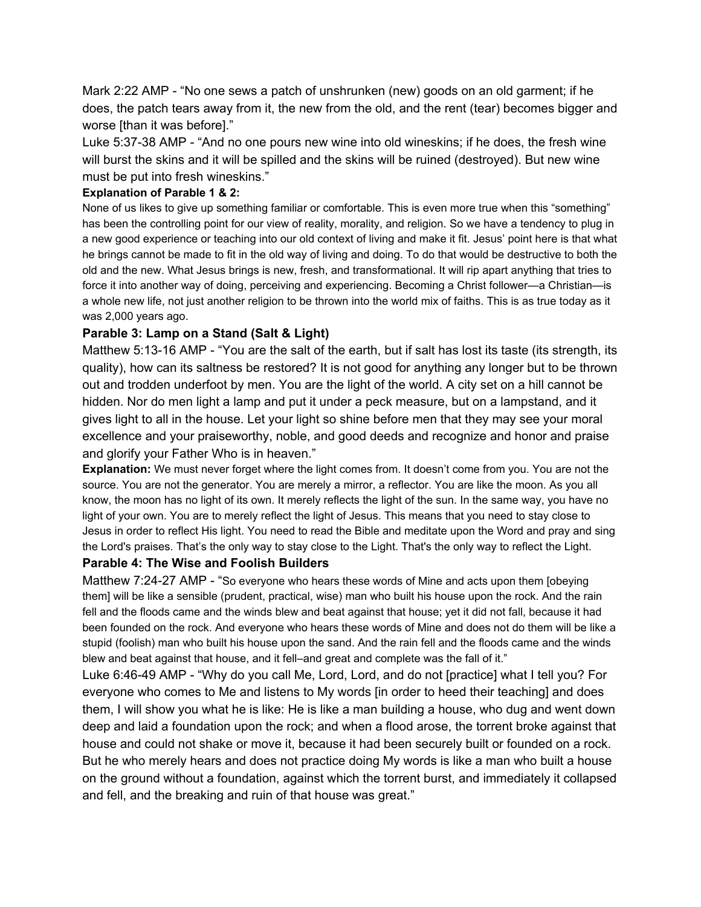Mark 2:22 AMP - “No one sews a patch of unshrunken (new) goods on an old garment; if he does, the patch tears away from it, the new from the old, and the rent (tear) becomes bigger and worse [than it was before].”

Luke 5:37-38 AMP - “And no one pours new wine into old wineskins; if he does, the fresh wine will burst the skins and it will be spilled and the skins will be ruined (destroyed). But new wine must be put into fresh wineskins.”

**Explanation of Parable 1 & 2:**

None of us likes to give up something familiar or comfortable. This is even more true when this “something” has been the controlling point for our view of reality, morality, and religion. So we have a tendency to plug in a new good experience or teaching into our old context of living and make it fit. Jesus’ point here is that what he brings cannot be made to fit in the old way of living and doing. To do that would be destructive to both the old and the new. What Jesus brings is new, fresh, and transformational. It will rip apart anything that tries to force it into another way of doing, perceiving and experiencing. Becoming a Christ follower—a Christian—is a whole new life, not just another religion to be thrown into the world mix of faiths. This is as true today as it was 2,000 years ago.

### Parable 3: Lamp on a Stand (Salt & Light)

Matthew 5:13-16 AMP - “You are the salt of the earth, but if salt has lost its taste (its strength, its quality), how can its saltness be restored? It is not good for anything any longer but to be thrown out and trodden underfoot by men. You are the light of the world. A city set on a hill cannot be hidden. Nor do men light a lamp and put it under a peck measure, but on a lampstand, and it gives light to all in the house. Let your light so shine before men that they may see your moral excellence and your praiseworthy, noble, and good deeds and recognize and honor and praise and glorify your Father Who is in heaven.”

**Explanation:** We must never forget where the light comes from. It doesn’t come from you. You are not the source. You are not the generator. You are merely a mirror, a reflector. You are like the moon. As you all know, the moon has no light of its own. It merely reflects the light of the sun. In the same way, you have no light of your own. You are to merely reflect the light of Jesus. This means that you need to stay close to Jesus in order to reflect His light. You need to read the Bible and meditate upon the Word and pray and sing the Lord's praises. That’s the only way to stay close to the Light. That's the only way to reflect the Light.

### Parable 4: The Wise and Foolish Builders

Matthew 7:24-27 AMP - “So everyone who hears these words of Mine and acts upon them [obeying them] will be like a sensible (prudent, practical, wise) man who built his house upon the rock. And the rain fell and the floods came and the winds blew and beat against that house; yet it did not fall, because it had been founded on the rock. And everyone who hears these words of Mine and does not do them will be like a stupid (foolish) man who built his house upon the sand. And the rain fell and the floods came and the winds blew and beat against that house, and it fell–and great and complete was the fall of it.”

Luke 6:46-49 AMP - “Why do you call Me, Lord, Lord, and do not [practice] what I tell you? For everyone who comes to Me and listens to My words [in order to heed their teaching] and does them, I will show you what he is like: He is like a man building a house, who dug and went down deep and laid a foundation upon the rock; and when a flood arose, the torrent broke against that house and could not shake or move it, because it had been securely built or founded on a rock. But he who merely hears and does not practice doing My words is like a man who built a house on the ground without a foundation, against which the torrent burst, and immediately it collapsed and fell, and the breaking and ruin of that house was great.”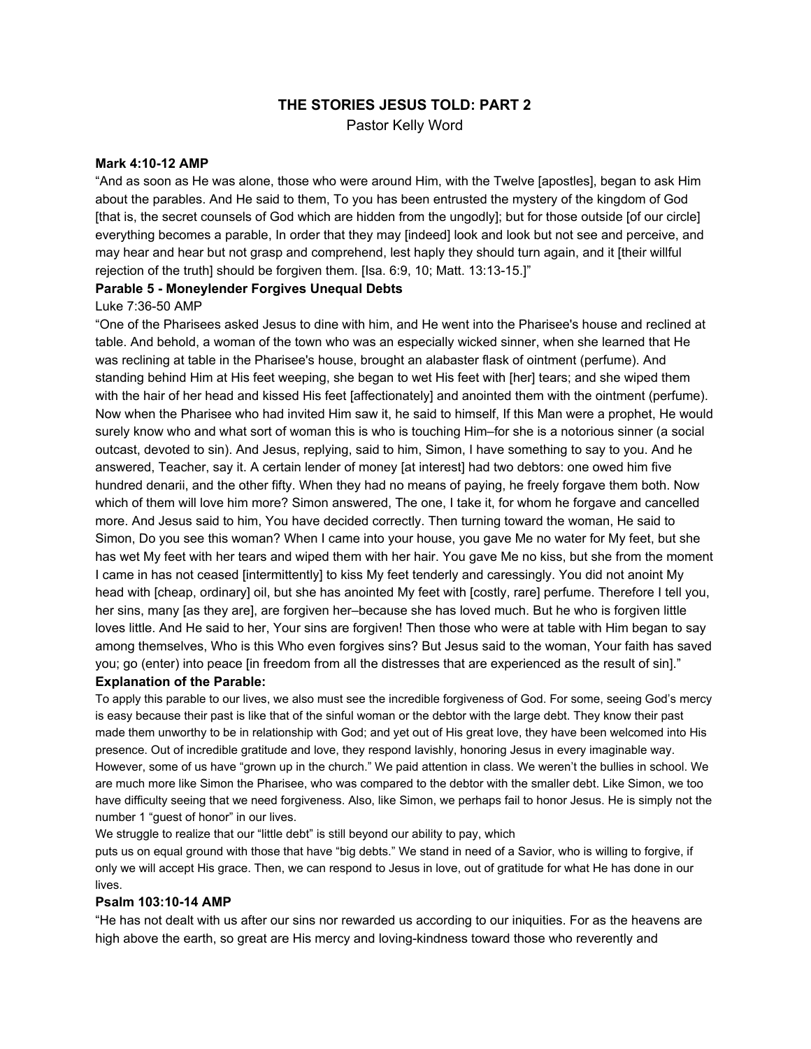# THE STORIES JESUS TOLD: PART 2

Pastor Kelly Word

**Mark 4:10-12 AMP**

"And as soon as He was alone, those who were around Him, with the Twelve [apostles], began to ask Him about the parables. And He said to them, To you has been entrusted the mystery of the kingdom of God [that is, the secret counsels of God which are hidden from the ungodly]; but for those outside [of our circle] everything becomes a parable, In order that they may [indeed] look and look but not see and perceive, and may hear and hear but not grasp and comprehend, lest haply they should turn again, and it [their willful rejection of the truth] should be forgiven them. [Isa. 6:9, 10; Matt. 13:13-15.]"

**Parable 5 - Moneylender Forgives Unequal Debts**

Luke 7:36-50 AMP

"One of the Pharisees asked Jesus to dine with him, and He went into the Pharisee's house and reclined at table. And behold, a woman of the town who was an especially wicked sinner, when she learned that He was reclining at table in the Pharisee's house, brought an alabaster flask of ointment (perfume). And standing behind Him at His feet weeping, she began to wet His feet with [her] tears; and she wiped them with the hair of her head and kissed His feet [affectionately] and anointed them with the ointment (perfume). Now when the Pharisee who had invited Him saw it, he said to himself, If this Man were a prophet, He would surely know who and what sort of woman this is who is touching Him–for she is a notorious sinner (a social outcast, devoted to sin). And Jesus, replying, said to him, Simon, I have something to say to you. And he answered, Teacher, say it. A certain lender of money [at interest] had two debtors: one owed him five hundred denarii, and the other fifty. When they had no means of paying, he freely forgave them both. Now which of them will love him more? Simon answered, The one, I take it, for whom he forgave and cancelled more. And Jesus said to him, You have decided correctly. Then turning toward the woman, He said to Simon, Do you see this woman? When I came into your house, you gave Me no water for My feet, but she has wet My feet with her tears and wiped them with her hair. You gave Me no kiss, but she from the moment I came in has not ceased [intermittently] to kiss My feet tenderly and caressingly. You did not anoint My head with [cheap, ordinary] oil, but she has anointed My feet with [costly, rare] perfume. Therefore I tell you, her sins, many [as they are], are forgiven her–because she has loved much. But he who is forgiven little loves little. And He said to her, Your sins are forgiven! Then those who were at table with Him began to say among themselves, Who is this Who even forgives sins? But Jesus said to the woman, Your faith has saved you; go (enter) into peace [in freedom from all the distresses that are experienced as the result of sin]."

**Explanation of the Parable:**

To apply this parable to our lives, we also must see the incredible forgiveness of God. For some, seeing God's mercy is easy because their past is like that of the sinful woman or the debtor with the large debt. They know their past made them unworthy to be in relationship with God; and yet out of His great love, they have been welcomed into His presence. Out of incredible gratitude and love, they respond lavishly, honoring Jesus in every imaginable way. However, some of us have "grown up in the church." We paid attention in class. We weren't the bullies in school. We are much more like Simon the Pharisee, who was compared to the debtor with the smaller debt. Like Simon, we too have difficulty seeing that we need forgiveness. Also, like Simon, we perhaps fail to honor Jesus. He is simply not the number 1 "guest of honor" in our lives.

We struggle to realize that our "little debt" is still beyond our ability to pay, which puts us on equal ground with those that have "big debts." We stand in need of a Savior, who is willing to forgive, if only we will accept His grace. Then, we can respond to Jesus in love, out of gratitude for what He has done in our lives.

**Psalm 103:10-14 AMP**

"He has not dealt with us after our sins nor rewarded us according to our iniquities. For as the heavens are high above the earth, so great are His mercy and loving-kindness toward those who reverently and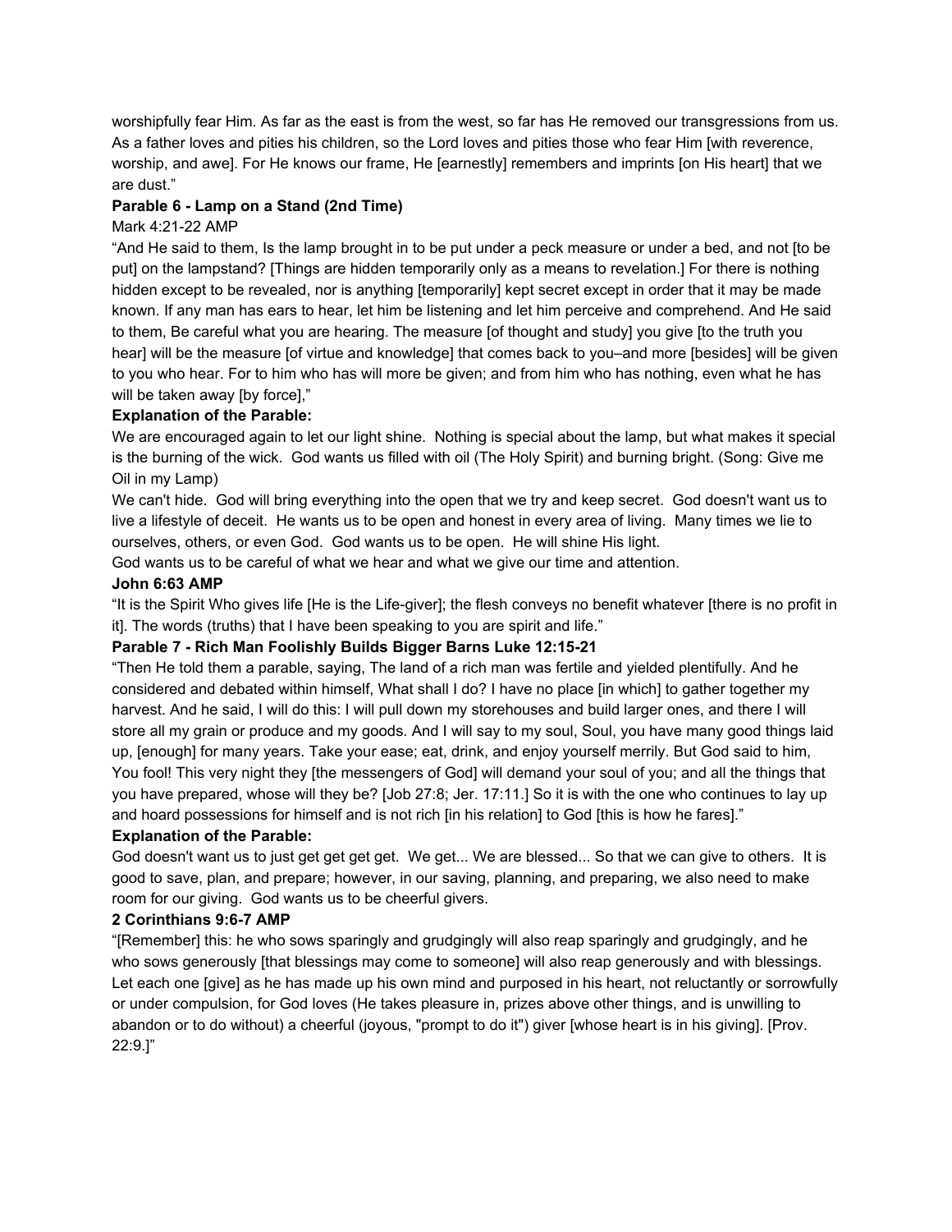worshipfully fear Him. As far as the east is from the west, so far has He removed our transgressions from us. As a father loves and pities his children, so the Lord loves and pities those who fear Him [with reverence, worship, and awe]. For He knows our frame, He [earnestly] remembers and imprints [on His heart] that we are dust."

**Parable 6 - Lamp on a Stand (2nd Time)**

Mark 4:21-22 AMP

"And He said to them, Is the lamp brought in to be put under a peck measure or under a bed, and not [to be put] on the lampstand? [Things are hidden temporarily only as a means to revelation.] For there is nothing hidden except to be revealed, nor is anything [temporarily] kept secret except in order that it may be made known. If any man has ears to hear, let him be listening and let him perceive and comprehend. And He said to them, Be careful what you are hearing. The measure [of thought and study] you give [to the truth you hear] will be the measure [of virtue and knowledge] that comes back to you–and more [besides] will be given to you who hear. For to him who has will more be given; and from him who has nothing, even what he has will be taken away [by force],"

**Explanation of the Parable:**

We are encouraged again to let our light shine. Nothing is special about the lamp, but what makes it special is the burning of the wick. God wants us filled with oil (The Holy Spirit) and burning bright. (Song: Give me Oil in my Lamp)

We can't hide. God will bring everything into the open that we try and keep secret. God doesn't want us to live a lifestyle of deceit. He wants us to be open and honest in every area of living. Many times we lie to ourselves, others, or even God. God wants us to be open. He will shine His light.

God wants us to be careful of what we hear and what we give our time and attention.

**John 6:63 AMP**

"It is the Spirit Who gives life [He is the Life-giver]; the flesh conveys no benefit whatever [there is no profit in it]. The words (truths) that I have been speaking to you are spirit and life."

**Parable 7 - Rich Man Foolishly Builds Bigger Barns Luke 12:15-21**

"Then He told them a parable, saying, The land of a rich man was fertile and yielded plentifully. And he considered and debated within himself, What shall I do? I have no place [in which] to gather together my harvest. And he said, I will do this: I will pull down my storehouses and build larger ones, and there I will store all my grain or produce and my goods. And I will say to my soul, Soul, you have many good things laid up, [enough] for many years. Take your ease; eat, drink, and enjoy yourself merrily. But God said to him, You fool! This very night they [the messengers of God] will demand your soul of you; and all the things that you have prepared, whose will they be? [Job 27:8; Jer. 17:11.] So it is with the one who continues to lay up and hoard possessions for himself and is not rich [in his relation] to God [this is how he fares]."

**Explanation of the Parable:**

God doesn't want us to just get get get get. We get... We are blessed... So that we can give to others. It is good to save, plan, and prepare; however, in our saving, planning, and preparing, we also need to make room for our giving. God wants us to be cheerful givers.

**2 Corinthians 9:6-7 AMP**

"[Remember] this: he who sows sparingly and grudgingly will also reap sparingly and grudgingly, and he who sows generously [that blessings may come to someone] will also reap generously and with blessings. Let each one [give] as he has made up his own mind and purposed in his heart, not reluctantly or sorrowfully or under compulsion, for God loves (He takes pleasure in, prizes above other things, and is unwilling to abandon or to do without) a cheerful (joyous, "prompt to do it") giver [whose heart is in his giving]. [Prov. 22:9.]"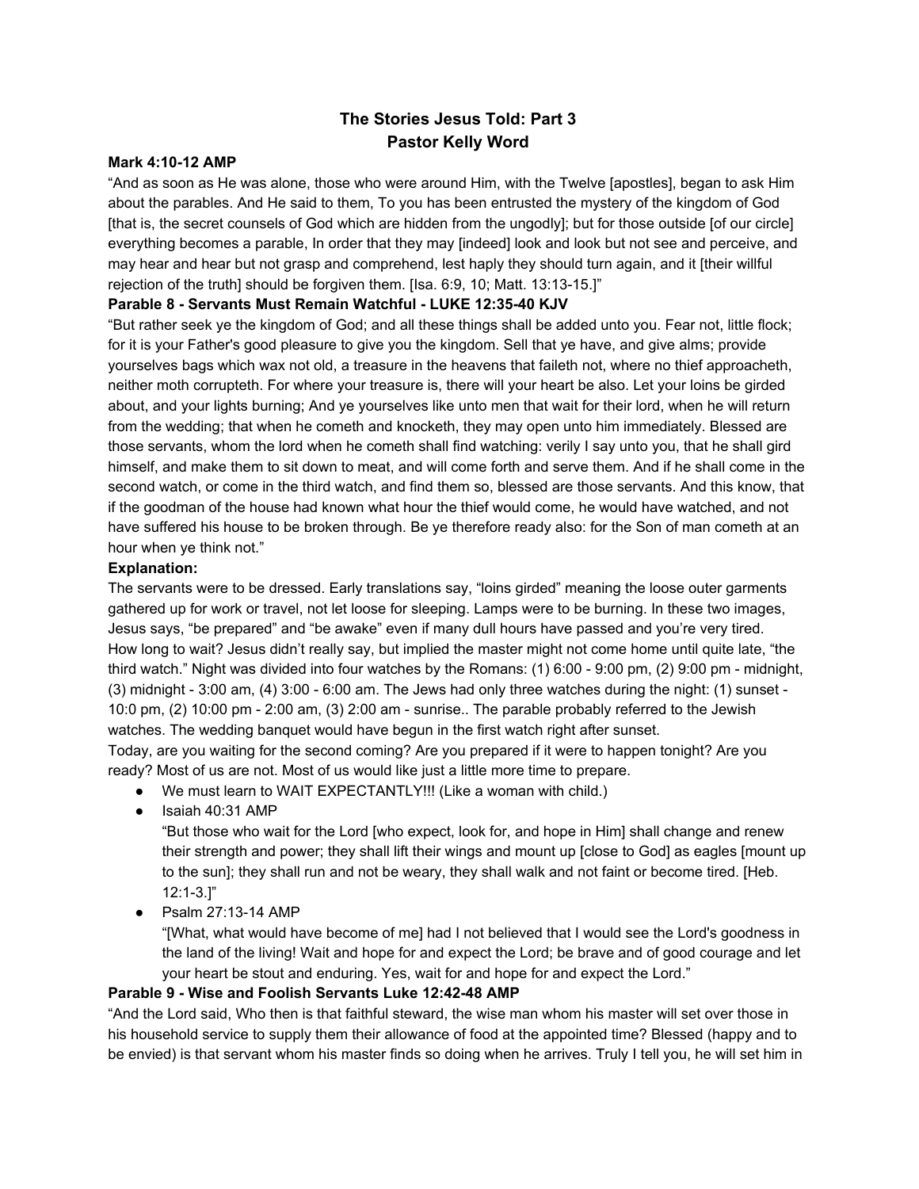# The Stories Jesus Told: Part 3
## Pastor Kelly Word

**Mark 4:10-12 AMP**

"And as soon as He was alone, those who were around Him, with the Twelve [apostles], began to ask Him about the parables. And He said to them, To you has been entrusted the mystery of the kingdom of God [that is, the secret counsels of God which are hidden from the ungodly]; but for those outside [of our circle] everything becomes a parable, In order that they may [indeed] look and look but not see and perceive, and may hear and hear but not grasp and comprehend, lest haply they should turn again, and it [their willful rejection of the truth] should be forgiven them. [Isa. 6:9, 10; Matt. 13:13-15.]"

**Parable 8 - Servants Must Remain Watchful - LUKE 12:35-40 KJV**

"But rather seek ye the kingdom of God; and all these things shall be added unto you. Fear not, little flock; for it is your Father's good pleasure to give you the kingdom. Sell that ye have, and give alms; provide yourselves bags which wax not old, a treasure in the heavens that faileth not, where no thief approacheth, neither moth corrupteth. For where your treasure is, there will your heart be also. Let your loins be girded about, and your lights burning; And ye yourselves like unto men that wait for their lord, when he will return from the wedding; that when he cometh and knocketh, they may open unto him immediately. Blessed are those servants, whom the lord when he cometh shall find watching: verily I say unto you, that he shall gird himself, and make them to sit down to meat, and will come forth and serve them. And if he shall come in the second watch, or come in the third watch, and find them so, blessed are those servants. And this know, that if the goodman of the house had known what hour the thief would come, he would have watched, and not have suffered his house to be broken through. Be ye therefore ready also: for the Son of man cometh at an hour when ye think not."

**Explanation:**

The servants were to be dressed. Early translations say, "loins girded" meaning the loose outer garments gathered up for work or travel, not let loose for sleeping. Lamps were to be burning. In these two images, Jesus says, "be prepared" and "be awake" even if many dull hours have passed and you're very tired. How long to wait? Jesus didn't really say, but implied the master might not come home until quite late, "the third watch." Night was divided into four watches by the Romans: (1) 6:00 - 9:00 pm, (2) 9:00 pm - midnight, (3) midnight - 3:00 am, (4) 3:00 - 6:00 am. The Jews had only three watches during the night: (1) sunset - 10:0 pm, (2) 10:00 pm - 2:00 am, (3) 2:00 am - sunrise.. The parable probably referred to the Jewish watches. The wedding banquet would have begun in the first watch right after sunset.

Today, are you waiting for the second coming? Are you prepared if it were to happen tonight? Are you ready? Most of us are not. Most of us would like just a little more time to prepare.

- We must learn to WAIT EXPECTANTLY!!! (Like a woman with child.)
- Isaiah 40:31 AMP
  "But those who wait for the Lord [who expect, look for, and hope in Him] shall change and renew their strength and power; they shall lift their wings and mount up [close to God] as eagles [mount up to the sun]; they shall run and not be weary, they shall walk and not faint or become tired. [Heb. 12:1-3.]"
- Psalm 27:13-14 AMP
  "[What, what would have become of me] had I not believed that I would see the Lord's goodness in the land of the living! Wait and hope for and expect the Lord; be brave and of good courage and let your heart be stout and enduring. Yes, wait for and hope for and expect the Lord."

**Parable 9 - Wise and Foolish Servants Luke 12:42-48 AMP**

"And the Lord said, Who then is that faithful steward, the wise man whom his master will set over those in his household service to supply them their allowance of food at the appointed time? Blessed (happy and to be envied) is that servant whom his master finds so doing when he arrives. Truly I tell you, he will set him in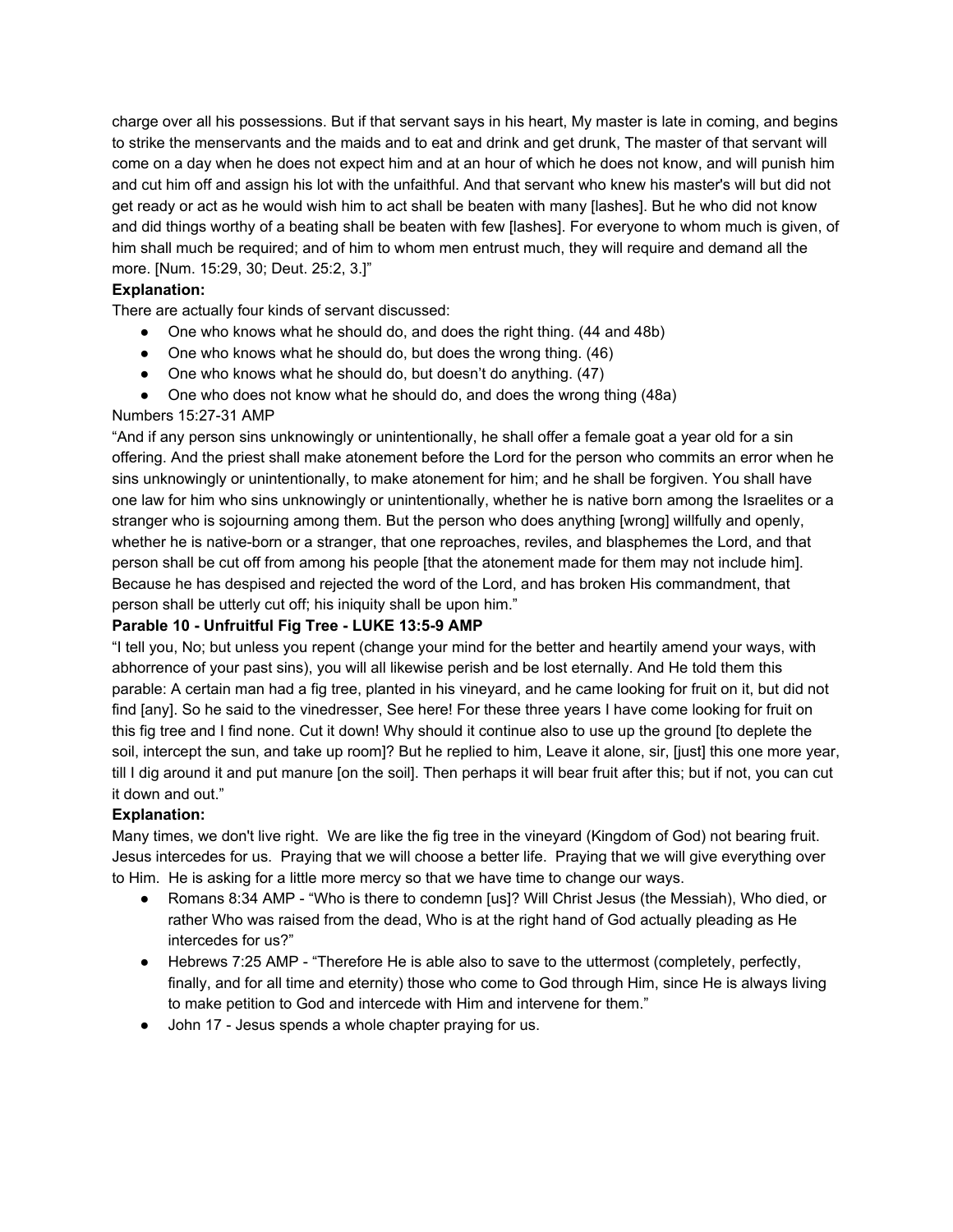charge over all his possessions. But if that servant says in his heart, My master is late in coming, and begins to strike the menservants and the maids and to eat and drink and get drunk, The master of that servant will come on a day when he does not expect him and at an hour of which he does not know, and will punish him and cut him off and assign his lot with the unfaithful. And that servant who knew his master's will but did not get ready or act as he would wish him to act shall be beaten with many [lashes]. But he who did not know and did things worthy of a beating shall be beaten with few [lashes]. For everyone to whom much is given, of him shall much be required; and of him to whom men entrust much, they will require and demand all the more. [Num. 15:29, 30; Deut. 25:2, 3.]"

**Explanation:**

There are actually four kinds of servant discussed:

- One who knows what he should do, and does the right thing. (44 and 48b)
- One who knows what he should do, but does the wrong thing. (46)
- One who knows what he should do, but doesn't do anything. (47)
- One who does not know what he should do, and does the wrong thing (48a)

Numbers 15:27-31 AMP

"And if any person sins unknowingly or unintentionally, he shall offer a female goat a year old for a sin offering. And the priest shall make atonement before the Lord for the person who commits an error when he sins unknowingly or unintentionally, to make atonement for him; and he shall be forgiven. You shall have one law for him who sins unknowingly or unintentionally, whether he is native born among the Israelites or a stranger who is sojourning among them. But the person who does anything [wrong] willfully and openly, whether he is native-born or a stranger, that one reproaches, reviles, and blasphemes the Lord, and that person shall be cut off from among his people [that the atonement made for them may not include him]. Because he has despised and rejected the word of the Lord, and has broken His commandment, that person shall be utterly cut off; his iniquity shall be upon him."

**Parable 10 - Unfruitful Fig Tree - LUKE 13:5-9 AMP**

"I tell you, No; but unless you repent (change your mind for the better and heartily amend your ways, with abhorrence of your past sins), you will all likewise perish and be lost eternally. And He told them this parable: A certain man had a fig tree, planted in his vineyard, and he came looking for fruit on it, but did not find [any]. So he said to the vinedresser, See here! For these three years I have come looking for fruit on this fig tree and I find none. Cut it down! Why should it continue also to use up the ground [to deplete the soil, intercept the sun, and take up room]? But he replied to him, Leave it alone, sir, [just] this one more year, till I dig around it and put manure [on the soil]. Then perhaps it will bear fruit after this; but if not, you can cut it down and out."

**Explanation:**

Many times, we don't live right. We are like the fig tree in the vineyard (Kingdom of God) not bearing fruit. Jesus intercedes for us. Praying that we will choose a better life. Praying that we will give everything over to Him. He is asking for a little more mercy so that we have time to change our ways.

- Romans 8:34 AMP - "Who is there to condemn [us]? Will Christ Jesus (the Messiah), Who died, or rather Who was raised from the dead, Who is at the right hand of God actually pleading as He intercedes for us?"
- Hebrews 7:25 AMP - "Therefore He is able also to save to the uttermost (completely, perfectly, finally, and for all time and eternity) those who come to God through Him, since He is always living to make petition to God and intercede with Him and intervene for them."
- John 17 - Jesus spends a whole chapter praying for us.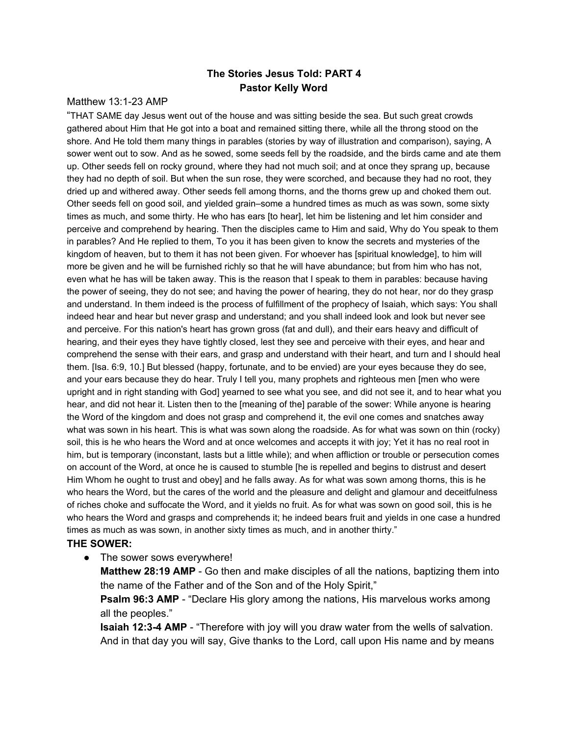**The Stories Jesus Told: PART 4**
**Pastor Kelly Word**

Matthew 13:1-23 AMP

"THAT SAME day Jesus went out of the house and was sitting beside the sea. But such great crowds gathered about Him that He got into a boat and remained sitting there, while all the throng stood on the shore. And He told them many things in parables (stories by way of illustration and comparison), saying, A sower went out to sow. And as he sowed, some seeds fell by the roadside, and the birds came and ate them up. Other seeds fell on rocky ground, where they had not much soil; and at once they sprang up, because they had no depth of soil. But when the sun rose, they were scorched, and because they had no root, they dried up and withered away. Other seeds fell among thorns, and the thorns grew up and choked them out. Other seeds fell on good soil, and yielded grain–some a hundred times as much as was sown, some sixty times as much, and some thirty. He who has ears [to hear], let him be listening and let him consider and perceive and comprehend by hearing. Then the disciples came to Him and said, Why do You speak to them in parables? And He replied to them, To you it has been given to know the secrets and mysteries of the kingdom of heaven, but to them it has not been given. For whoever has [spiritual knowledge], to him will more be given and he will be furnished richly so that he will have abundance; but from him who has not, even what he has will be taken away. This is the reason that I speak to them in parables: because having the power of seeing, they do not see; and having the power of hearing, they do not hear, nor do they grasp and understand. In them indeed is the process of fulfillment of the prophecy of Isaiah, which says: You shall indeed hear and hear but never grasp and understand; and you shall indeed look and look but never see and perceive. For this nation's heart has grown gross (fat and dull), and their ears heavy and difficult of hearing, and their eyes they have tightly closed, lest they see and perceive with their eyes, and hear and comprehend the sense with their ears, and grasp and understand with their heart, and turn and I should heal them. [Isa. 6:9, 10.] But blessed (happy, fortunate, and to be envied) are your eyes because they do see, and your ears because they do hear. Truly I tell you, many prophets and righteous men [men who were upright and in right standing with God] yearned to see what you see, and did not see it, and to hear what you hear, and did not hear it. Listen then to the [meaning of the] parable of the sower: While anyone is hearing the Word of the kingdom and does not grasp and comprehend it, the evil one comes and snatches away what was sown in his heart. This is what was sown along the roadside. As for what was sown on thin (rocky) soil, this is he who hears the Word and at once welcomes and accepts it with joy; Yet it has no real root in him, but is temporary (inconstant, lasts but a little while); and when affliction or trouble or persecution comes on account of the Word, at once he is caused to stumble [he is repelled and begins to distrust and desert Him Whom he ought to trust and obey] and he falls away. As for what was sown among thorns, this is he who hears the Word, but the cares of the world and the pleasure and delight and glamour and deceitfulness of riches choke and suffocate the Word, and it yields no fruit. As for what was sown on good soil, this is he who hears the Word and grasps and comprehends it; he indeed bears fruit and yields in one case a hundred times as much as was sown, in another sixty times as much, and in another thirty."

**THE SOWER:**

- The sower sows everywhere!

  **Matthew 28:19 AMP** - Go then and make disciples of all the nations, baptizing them into the name of the Father and of the Son and of the Holy Spirit,"

  **Psalm 96:3 AMP** - "Declare His glory among the nations, His marvelous works among all the peoples."

  **Isaiah 12:3-4 AMP** - "Therefore with joy will you draw water from the wells of salvation. And in that day you will say, Give thanks to the Lord, call upon His name and by means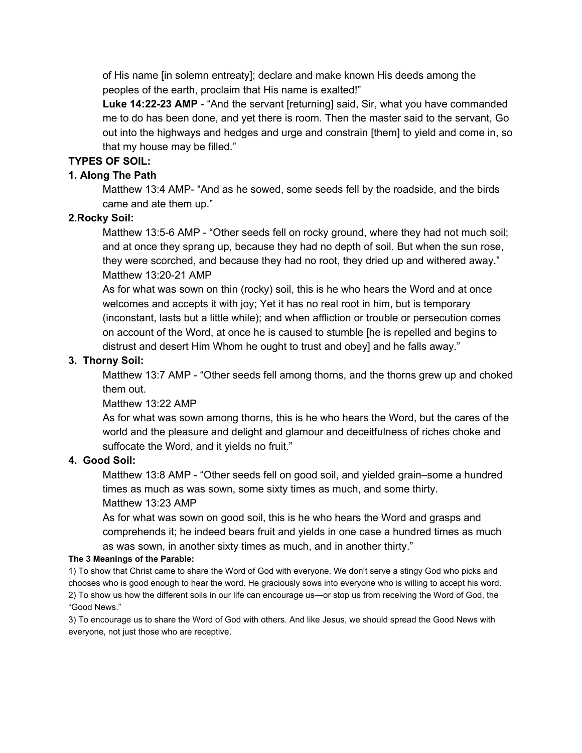of His name [in solemn entreaty]; declare and make known His deeds among the peoples of the earth, proclaim that His name is exalted!"

**Luke 14:22-23 AMP** - "And the servant [returning] said, Sir, what you have commanded me to do has been done, and yet there is room. Then the master said to the servant, Go out into the highways and hedges and urge and constrain [them] to yield and come in, so that my house may be filled."

**TYPES OF SOIL:**

**1. Along The Path**

Matthew 13:4 AMP- "And as he sowed, some seeds fell by the roadside, and the birds came and ate them up."

**2.Rocky Soil:**

Matthew 13:5-6 AMP - "Other seeds fell on rocky ground, where they had not much soil; and at once they sprang up, because they had no depth of soil. But when the sun rose, they were scorched, and because they had no root, they dried up and withered away."

Matthew 13:20-21 AMP

As for what was sown on thin (rocky) soil, this is he who hears the Word and at once welcomes and accepts it with joy; Yet it has no real root in him, but is temporary (inconstant, lasts but a little while); and when affliction or trouble or persecution comes on account of the Word, at once he is caused to stumble [he is repelled and begins to distrust and desert Him Whom he ought to trust and obey] and he falls away."

**3. Thorny Soil:**

Matthew 13:7 AMP - "Other seeds fell among thorns, and the thorns grew up and choked them out.

Matthew 13:22 AMP

As for what was sown among thorns, this is he who hears the Word, but the cares of the world and the pleasure and delight and glamour and deceitfulness of riches choke and suffocate the Word, and it yields no fruit."

**4. Good Soil:**

Matthew 13:8 AMP - "Other seeds fell on good soil, and yielded grain–some a hundred times as much as was sown, some sixty times as much, and some thirty.

Matthew 13:23 AMP

As for what was sown on good soil, this is he who hears the Word and grasps and comprehends it; he indeed bears fruit and yields in one case a hundred times as much as was sown, in another sixty times as much, and in another thirty."

**The 3 Meanings of the Parable:**

1) To show that Christ came to share the Word of God with everyone. We don't serve a stingy God who picks and chooses who is good enough to hear the word. He graciously sows into everyone who is willing to accept his word.

2) To show us how the different soils in our life can encourage us—or stop us from receiving the Word of God, the "Good News."

3) To encourage us to share the Word of God with others. And like Jesus, we should spread the Good News with everyone, not just those who are receptive.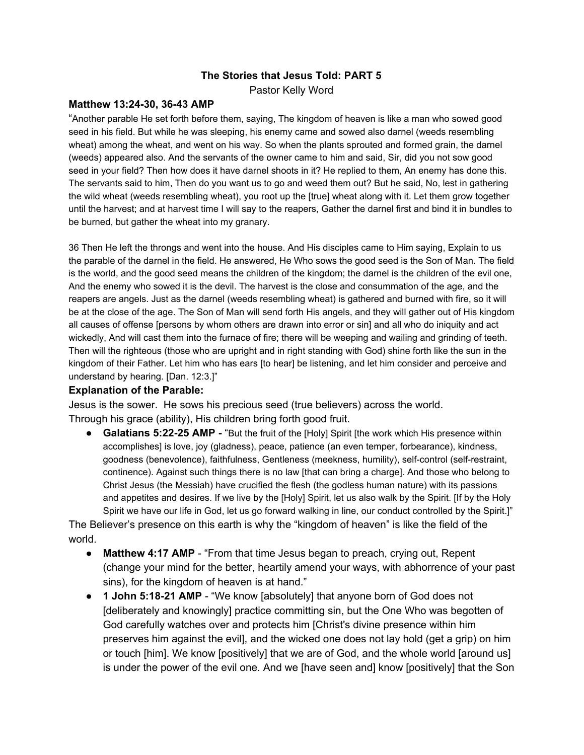**The Stories that Jesus Told: PART 5**

Pastor Kelly Word

### Matthew 13:24-30, 36-43 AMP

"Another parable He set forth before them, saying, The kingdom of heaven is like a man who sowed good seed in his field. But while he was sleeping, his enemy came and sowed also darnel (weeds resembling wheat) among the wheat, and went on his way. So when the plants sprouted and formed grain, the darnel (weeds) appeared also. And the servants of the owner came to him and said, Sir, did you not sow good seed in your field? Then how does it have darnel shoots in it? He replied to them, An enemy has done this. The servants said to him, Then do you want us to go and weed them out? But he said, No, lest in gathering the wild wheat (weeds resembling wheat), you root up the [true] wheat along with it. Let them grow together until the harvest; and at harvest time I will say to the reapers, Gather the darnel first and bind it in bundles to be burned, but gather the wheat into my granary.

36 Then He left the throngs and went into the house. And His disciples came to Him saying, Explain to us the parable of the darnel in the field. He answered, He Who sows the good seed is the Son of Man. The field is the world, and the good seed means the children of the kingdom; the darnel is the children of the evil one, And the enemy who sowed it is the devil. The harvest is the close and consummation of the age, and the reapers are angels. Just as the darnel (weeds resembling wheat) is gathered and burned with fire, so it will be at the close of the age. The Son of Man will send forth His angels, and they will gather out of His kingdom all causes of offense [persons by whom others are drawn into error or sin] and all who do iniquity and act wickedly, And will cast them into the furnace of fire; there will be weeping and wailing and grinding of teeth. Then will the righteous (those who are upright and in right standing with God) shine forth like the sun in the kingdom of their Father. Let him who has ears [to hear] be listening, and let him consider and perceive and understand by hearing. [Dan. 12:3.]"

### Explanation of the Parable:

Jesus is the sower. He sows his precious seed (true believers) across the world.
Through his grace (ability), His children bring forth good fruit.

- **Galatians 5:22-25 AMP -** "But the fruit of the [Holy] Spirit [the work which His presence within accomplishes] is love, joy (gladness), peace, patience (an even temper, forbearance), kindness, goodness (benevolence), faithfulness, Gentleness (meekness, humility), self-control (self-restraint, continence). Against such things there is no law [that can bring a charge]. And those who belong to Christ Jesus (the Messiah) have crucified the flesh (the godless human nature) with its passions and appetites and desires. If we live by the [Holy] Spirit, let us also walk by the Spirit. [If by the Holy Spirit we have our life in God, let us go forward walking in line, our conduct controlled by the Spirit.]"

The Believer's presence on this earth is why the "kingdom of heaven" is like the field of the world.

- **Matthew 4:17 AMP** - "From that time Jesus began to preach, crying out, Repent (change your mind for the better, heartily amend your ways, with abhorrence of your past sins), for the kingdom of heaven is at hand."
- **1 John 5:18-21 AMP** - "We know [absolutely] that anyone born of God does not [deliberately and knowingly] practice committing sin, but the One Who was begotten of God carefully watches over and protects him [Christ's divine presence within him preserves him against the evil], and the wicked one does not lay hold (get a grip) on him or touch [him]. We know [positively] that we are of God, and the whole world [around us] is under the power of the evil one. And we [have seen and] know [positively] that the Son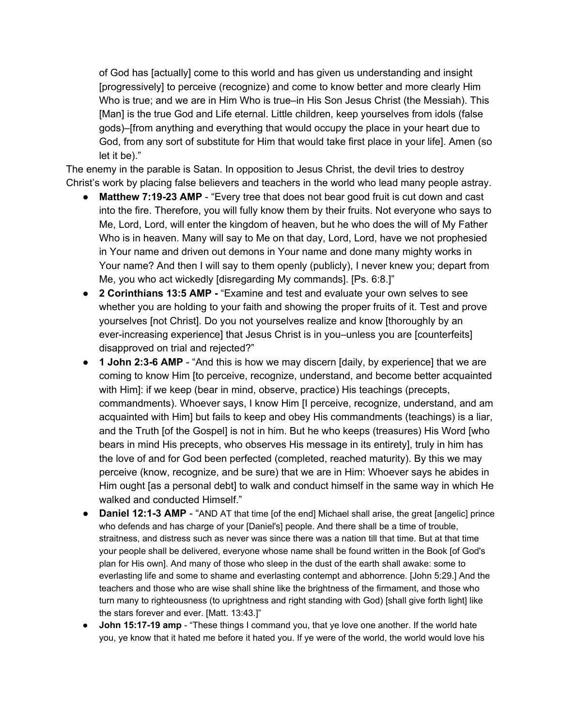of God has [actually] come to this world and has given us understanding and insight [progressively] to perceive (recognize) and come to know better and more clearly Him Who is true; and we are in Him Who is true–in His Son Jesus Christ (the Messiah). This [Man] is the true God and Life eternal. Little children, keep yourselves from idols (false gods)–[from anything and everything that would occupy the place in your heart due to God, from any sort of substitute for Him that would take first place in your life]. Amen (so let it be)."

The enemy in the parable is Satan. In opposition to Jesus Christ, the devil tries to destroy Christ's work by placing false believers and teachers in the world who lead many people astray.

- **Matthew 7:19-23 AMP** - "Every tree that does not bear good fruit is cut down and cast into the fire. Therefore, you will fully know them by their fruits. Not everyone who says to Me, Lord, Lord, will enter the kingdom of heaven, but he who does the will of My Father Who is in heaven. Many will say to Me on that day, Lord, Lord, have we not prophesied in Your name and driven out demons in Your name and done many mighty works in Your name? And then I will say to them openly (publicly), I never knew you; depart from Me, you who act wickedly [disregarding My commands]. [Ps. 6:8.]"
- **2 Corinthians 13:5 AMP -** "Examine and test and evaluate your own selves to see whether you are holding to your faith and showing the proper fruits of it. Test and prove yourselves [not Christ]. Do you not yourselves realize and know [thoroughly by an ever-increasing experience] that Jesus Christ is in you–unless you are [counterfeits] disapproved on trial and rejected?"
- **1 John 2:3-6 AMP** - "And this is how we may discern [daily, by experience] that we are coming to know Him [to perceive, recognize, understand, and become better acquainted with Him]: if we keep (bear in mind, observe, practice) His teachings (precepts, commandments). Whoever says, I know Him [I perceive, recognize, understand, and am acquainted with Him] but fails to keep and obey His commandments (teachings) is a liar, and the Truth [of the Gospel] is not in him. But he who keeps (treasures) His Word [who bears in mind His precepts, who observes His message in its entirety], truly in him has the love of and for God been perfected (completed, reached maturity). By this we may perceive (know, recognize, and be sure) that we are in Him: Whoever says he abides in Him ought [as a personal debt] to walk and conduct himself in the same way in which He walked and conducted Himself."
- **Daniel 12:1-3 AMP** - "AND AT that time [of the end] Michael shall arise, the great [angelic] prince who defends and has charge of your [Daniel's] people. And there shall be a time of trouble, straitness, and distress such as never was since there was a nation till that time. But at that time your people shall be delivered, everyone whose name shall be found written in the Book [of God's plan for His own]. And many of those who sleep in the dust of the earth shall awake: some to everlasting life and some to shame and everlasting contempt and abhorrence. [John 5:29.] And the teachers and those who are wise shall shine like the brightness of the firmament, and those who turn many to righteousness (to uprightness and right standing with God) [shall give forth light] like the stars forever and ever. [Matt. 13:43.]"
- **John 15:17-19 amp** - "These things I command you, that ye love one another. If the world hate you, ye know that it hated me before it hated you. If ye were of the world, the world would love his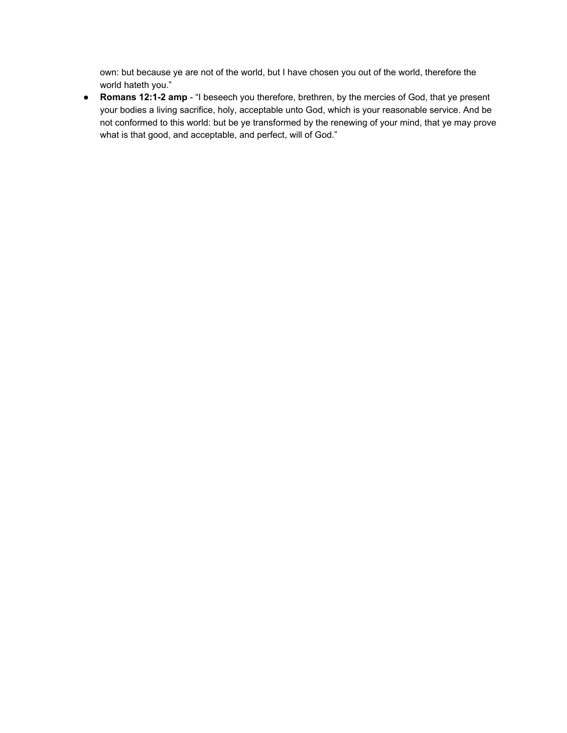own: but because ye are not of the world, but I have chosen you out of the world, therefore the world hateth you."

- **Romans 12:1-2 amp** - "I beseech you therefore, brethren, by the mercies of God, that ye present your bodies a living sacrifice, holy, acceptable unto God, which is your reasonable service. And be not conformed to this world: but be ye transformed by the renewing of your mind, that ye may prove what is that good, and acceptable, and perfect, will of God."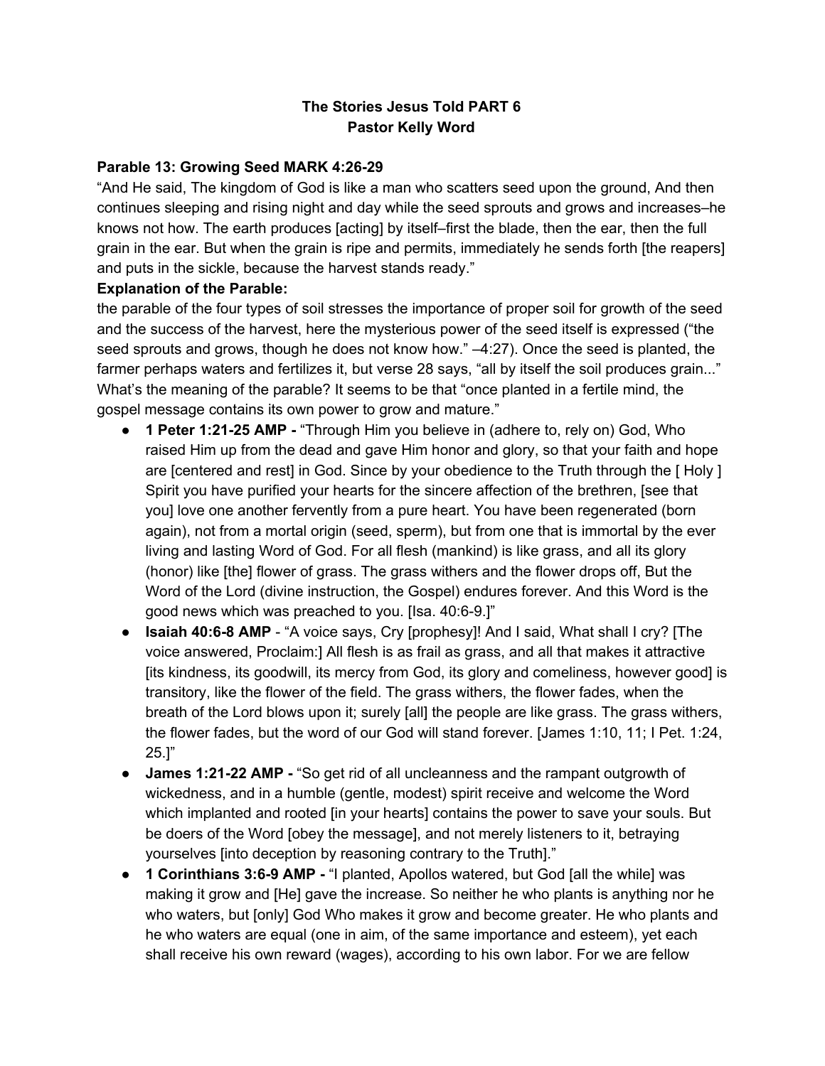**The Stories Jesus Told PART 6**
**Pastor Kelly Word**

**Parable 13: Growing Seed MARK 4:26-29**

"And He said, The kingdom of God is like a man who scatters seed upon the ground, And then continues sleeping and rising night and day while the seed sprouts and grows and increases–he knows not how. The earth produces [acting] by itself–first the blade, then the ear, then the full grain in the ear. But when the grain is ripe and permits, immediately he sends forth [the reapers] and puts in the sickle, because the harvest stands ready."

**Explanation of the Parable:**

the parable of the four types of soil stresses the importance of proper soil for growth of the seed and the success of the harvest, here the mysterious power of the seed itself is expressed ("the seed sprouts and grows, though he does not know how." –4:27). Once the seed is planted, the farmer perhaps waters and fertilizes it, but verse 28 says, "all by itself the soil produces grain..." What's the meaning of the parable? It seems to be that "once planted in a fertile mind, the gospel message contains its own power to grow and mature."

- **1 Peter 1:21-25 AMP -** "Through Him you believe in (adhere to, rely on) God, Who raised Him up from the dead and gave Him honor and glory, so that your faith and hope are [centered and rest] in God. Since by your obedience to the Truth through the [ Holy ] Spirit you have purified your hearts for the sincere affection of the brethren, [see that you] love one another fervently from a pure heart. You have been regenerated (born again), not from a mortal origin (seed, sperm), but from one that is immortal by the ever living and lasting Word of God. For all flesh (mankind) is like grass, and all its glory (honor) like [the] flower of grass. The grass withers and the flower drops off, But the Word of the Lord (divine instruction, the Gospel) endures forever. And this Word is the good news which was preached to you. [Isa. 40:6-9.]"
- **Isaiah 40:6-8 AMP** - "A voice says, Cry [prophesy]! And I said, What shall I cry? [The voice answered, Proclaim:] All flesh is as frail as grass, and all that makes it attractive [its kindness, its goodwill, its mercy from God, its glory and comeliness, however good] is transitory, like the flower of the field. The grass withers, the flower fades, when the breath of the Lord blows upon it; surely [all] the people are like grass. The grass withers, the flower fades, but the word of our God will stand forever. [James 1:10, 11; I Pet. 1:24, 25.]"
- **James 1:21-22 AMP -** "So get rid of all uncleanness and the rampant outgrowth of wickedness, and in a humble (gentle, modest) spirit receive and welcome the Word which implanted and rooted [in your hearts] contains the power to save your souls. But be doers of the Word [obey the message], and not merely listeners to it, betraying yourselves [into deception by reasoning contrary to the Truth]."
- **1 Corinthians 3:6-9 AMP -** "I planted, Apollos watered, but God [all the while] was making it grow and [He] gave the increase. So neither he who plants is anything nor he who waters, but [only] God Who makes it grow and become greater. He who plants and he who waters are equal (one in aim, of the same importance and esteem), yet each shall receive his own reward (wages), according to his own labor. For we are fellow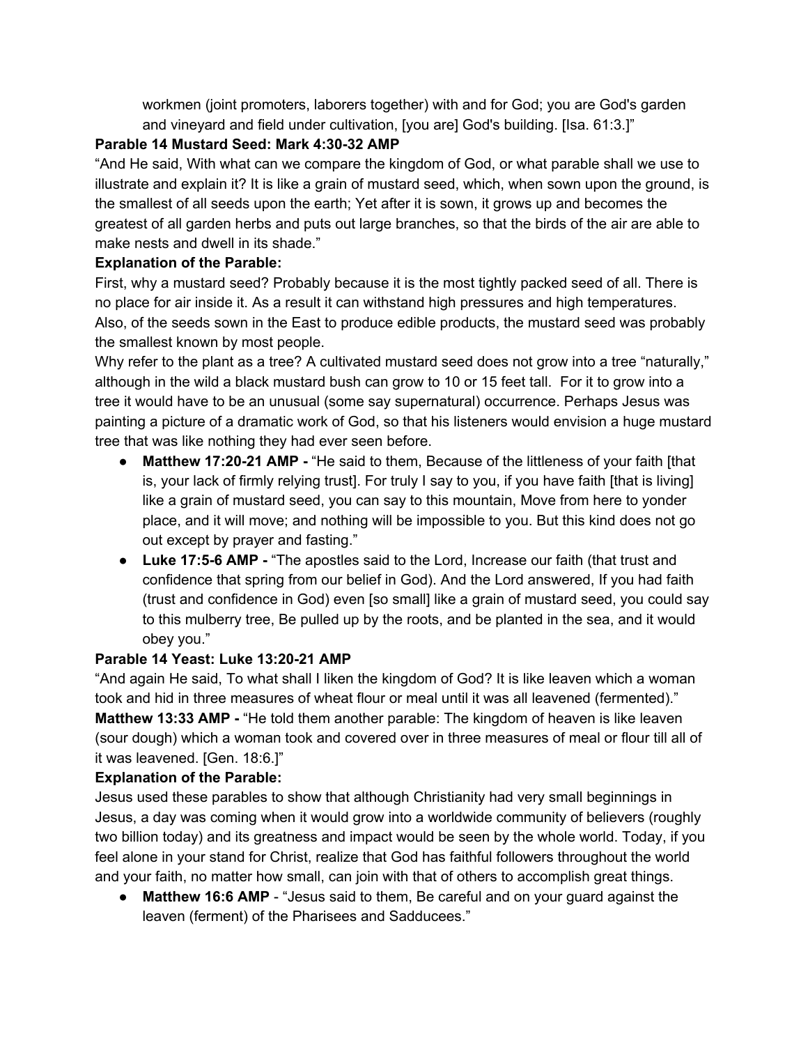workmen (joint promoters, laborers together) with and for God; you are God's garden and vineyard and field under cultivation, [you are] God's building. [Isa. 61:3.]"

**Parable 14 Mustard Seed: Mark 4:30-32 AMP**

"And He said, With what can we compare the kingdom of God, or what parable shall we use to illustrate and explain it? It is like a grain of mustard seed, which, when sown upon the ground, is the smallest of all seeds upon the earth; Yet after it is sown, it grows up and becomes the greatest of all garden herbs and puts out large branches, so that the birds of the air are able to make nests and dwell in its shade."

**Explanation of the Parable:**

First, why a mustard seed? Probably because it is the most tightly packed seed of all. There is no place for air inside it. As a result it can withstand high pressures and high temperatures. Also, of the seeds sown in the East to produce edible products, the mustard seed was probably the smallest known by most people.

Why refer to the plant as a tree? A cultivated mustard seed does not grow into a tree "naturally," although in the wild a black mustard bush can grow to 10 or 15 feet tall. For it to grow into a tree it would have to be an unusual (some say supernatural) occurrence. Perhaps Jesus was painting a picture of a dramatic work of God, so that his listeners would envision a huge mustard tree that was like nothing they had ever seen before.

- **Matthew 17:20-21 AMP -** "He said to them, Because of the littleness of your faith [that is, your lack of firmly relying trust]. For truly I say to you, if you have faith [that is living] like a grain of mustard seed, you can say to this mountain, Move from here to yonder place, and it will move; and nothing will be impossible to you. But this kind does not go out except by prayer and fasting."
- **Luke 17:5-6 AMP -** "The apostles said to the Lord, Increase our faith (that trust and confidence that spring from our belief in God). And the Lord answered, If you had faith (trust and confidence in God) even [so small] like a grain of mustard seed, you could say to this mulberry tree, Be pulled up by the roots, and be planted in the sea, and it would obey you."

**Parable 14 Yeast: Luke 13:20-21 AMP**

"And again He said, To what shall I liken the kingdom of God? It is like leaven which a woman took and hid in three measures of wheat flour or meal until it was all leavened (fermented)."

**Matthew 13:33 AMP -** "He told them another parable: The kingdom of heaven is like leaven (sour dough) which a woman took and covered over in three measures of meal or flour till all of it was leavened. [Gen. 18:6.]"

**Explanation of the Parable:**

Jesus used these parables to show that although Christianity had very small beginnings in Jesus, a day was coming when it would grow into a worldwide community of believers (roughly two billion today) and its greatness and impact would be seen by the whole world. Today, if you feel alone in your stand for Christ, realize that God has faithful followers throughout the world and your faith, no matter how small, can join with that of others to accomplish great things.

- **Matthew 16:6 AMP** - "Jesus said to them, Be careful and on your guard against the leaven (ferment) of the Pharisees and Sadducees."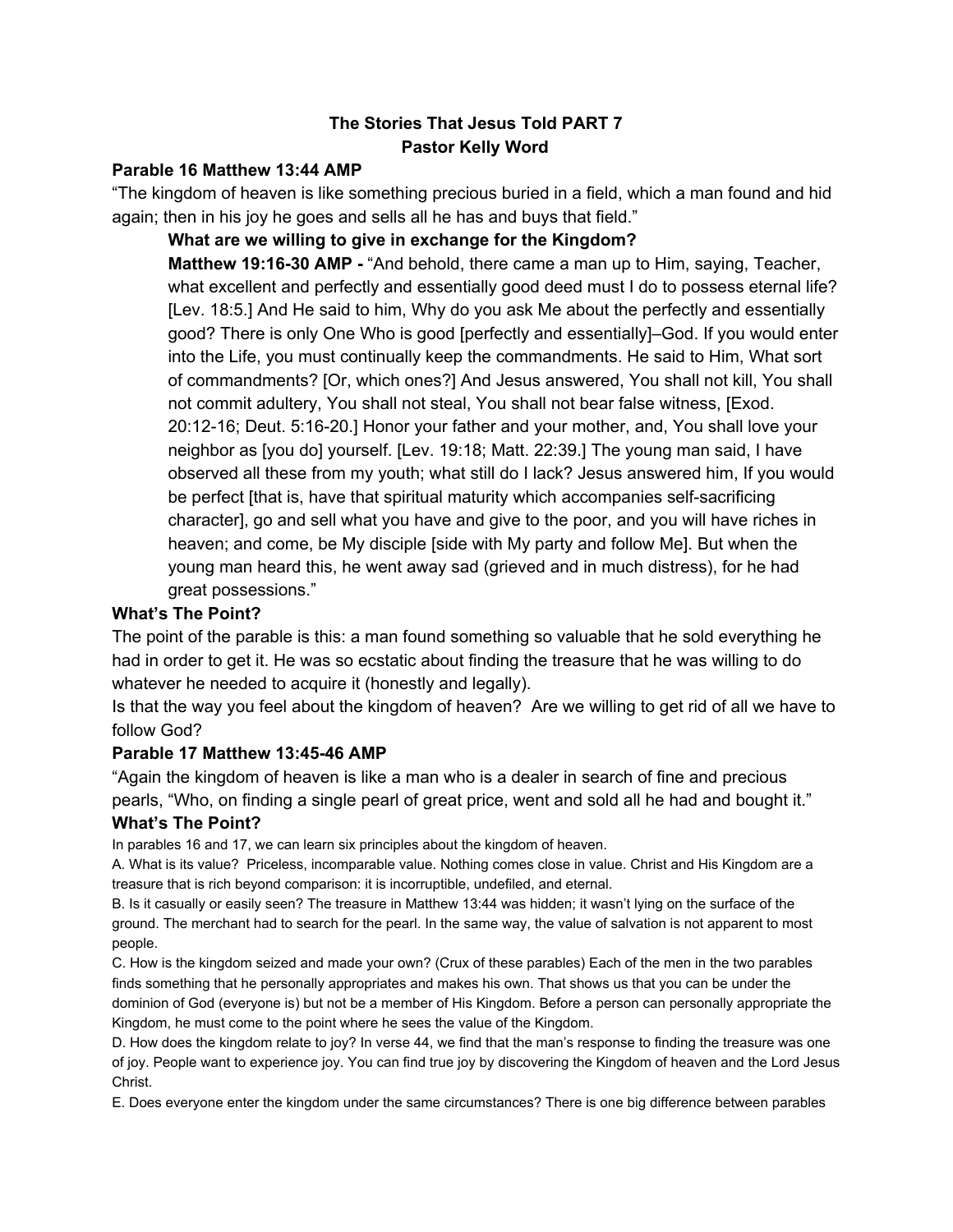**The Stories That Jesus Told PART 7**
**Pastor Kelly Word**

**Parable 16 Matthew 13:44 AMP**

"The kingdom of heaven is like something precious buried in a field, which a man found and hid again; then in his joy he goes and sells all he has and buys that field."

> **What are we willing to give in exchange for the Kingdom?**
>
> **Matthew 19:16-30 AMP -** "And behold, there came a man up to Him, saying, Teacher, what excellent and perfectly and essentially good deed must I do to possess eternal life? [Lev. 18:5.] And He said to him, Why do you ask Me about the perfectly and essentially good? There is only One Who is good [perfectly and essentially]–God. If you would enter into the Life, you must continually keep the commandments. He said to Him, What sort of commandments? [Or, which ones?] And Jesus answered, You shall not kill, You shall not commit adultery, You shall not steal, You shall not bear false witness, [Exod. 20:12-16; Deut. 5:16-20.] Honor your father and your mother, and, You shall love your neighbor as [you do] yourself. [Lev. 19:18; Matt. 22:39.] The young man said, I have observed all these from my youth; what still do I lack? Jesus answered him, If you would be perfect [that is, have that spiritual maturity which accompanies self-sacrificing character], go and sell what you have and give to the poor, and you will have riches in heaven; and come, be My disciple [side with My party and follow Me]. But when the young man heard this, he went away sad (grieved and in much distress), for he had great possessions."

**What's The Point?**

The point of the parable is this: a man found something so valuable that he sold everything he had in order to get it. He was so ecstatic about finding the treasure that he was willing to do whatever he needed to acquire it (honestly and legally).

Is that the way you feel about the kingdom of heaven? Are we willing to get rid of all we have to follow God?

**Parable 17 Matthew 13:45-46 AMP**

"Again the kingdom of heaven is like a man who is a dealer in search of fine and precious pearls, "Who, on finding a single pearl of great price, went and sold all he had and bought it."

**What's The Point?**

In parables 16 and 17, we can learn six principles about the kingdom of heaven.

A. What is its value? Priceless, incomparable value. Nothing comes close in value. Christ and His Kingdom are a treasure that is rich beyond comparison: it is incorruptible, undefiled, and eternal.

B. Is it casually or easily seen? The treasure in Matthew 13:44 was hidden; it wasn't lying on the surface of the ground. The merchant had to search for the pearl. In the same way, the value of salvation is not apparent to most people.

C. How is the kingdom seized and made your own? (Crux of these parables) Each of the men in the two parables finds something that he personally appropriates and makes his own. That shows us that you can be under the dominion of God (everyone is) but not be a member of His Kingdom. Before a person can personally appropriate the Kingdom, he must come to the point where he sees the value of the Kingdom.

D. How does the kingdom relate to joy? In verse 44, we find that the man's response to finding the treasure was one of joy. People want to experience joy. You can find true joy by discovering the Kingdom of heaven and the Lord Jesus Christ.

E. Does everyone enter the kingdom under the same circumstances? There is one big difference between parables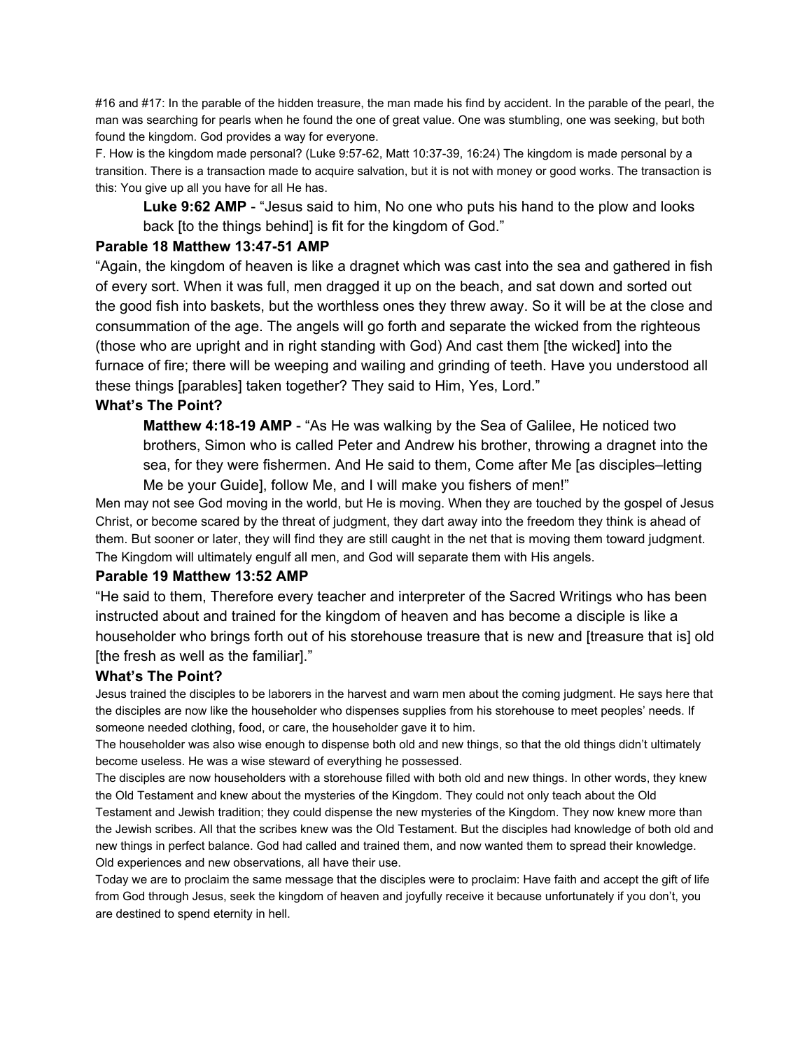#16 and #17: In the parable of the hidden treasure, the man made his find by accident. In the parable of the pearl, the man was searching for pearls when he found the one of great value. One was stumbling, one was seeking, but both found the kingdom. God provides a way for everyone.

F. How is the kingdom made personal? (Luke 9:57-62, Matt 10:37-39, 16:24) The kingdom is made personal by a transition. There is a transaction made to acquire salvation, but it is not with money or good works. The transaction is this: You give up all you have for all He has.

> **Luke 9:62 AMP** - "Jesus said to him, No one who puts his hand to the plow and looks back [to the things behind] is fit for the kingdom of God."

### Parable 18 Matthew 13:47-51 AMP

"Again, the kingdom of heaven is like a dragnet which was cast into the sea and gathered in fish of every sort. When it was full, men dragged it up on the beach, and sat down and sorted out the good fish into baskets, but the worthless ones they threw away. So it will be at the close and consummation of the age. The angels will go forth and separate the wicked from the righteous (those who are upright and in right standing with God) And cast them [the wicked] into the furnace of fire; there will be weeping and wailing and grinding of teeth. Have you understood all these things [parables] taken together? They said to Him, Yes, Lord."

### What's The Point?

> **Matthew 4:18-19 AMP** - "As He was walking by the Sea of Galilee, He noticed two brothers, Simon who is called Peter and Andrew his brother, throwing a dragnet into the sea, for they were fishermen. And He said to them, Come after Me [as disciples–letting Me be your Guide], follow Me, and I will make you fishers of men!"

Men may not see God moving in the world, but He is moving. When they are touched by the gospel of Jesus Christ, or become scared by the threat of judgment, they dart away into the freedom they think is ahead of them. But sooner or later, they will find they are still caught in the net that is moving them toward judgment. The Kingdom will ultimately engulf all men, and God will separate them with His angels.

### Parable 19 Matthew 13:52 AMP

"He said to them, Therefore every teacher and interpreter of the Sacred Writings who has been instructed about and trained for the kingdom of heaven and has become a disciple is like a householder who brings forth out of his storehouse treasure that is new and [treasure that is] old [the fresh as well as the familiar]."

### What's The Point?

Jesus trained the disciples to be laborers in the harvest and warn men about the coming judgment. He says here that the disciples are now like the householder who dispenses supplies from his storehouse to meet peoples' needs. If someone needed clothing, food, or care, the householder gave it to him.

The householder was also wise enough to dispense both old and new things, so that the old things didn't ultimately become useless. He was a wise steward of everything he possessed.

The disciples are now householders with a storehouse filled with both old and new things. In other words, they knew the Old Testament and knew about the mysteries of the Kingdom. They could not only teach about the Old Testament and Jewish tradition; they could dispense the new mysteries of the Kingdom. They now knew more than the Jewish scribes. All that the scribes knew was the Old Testament. But the disciples had knowledge of both old and new things in perfect balance. God had called and trained them, and now wanted them to spread their knowledge. Old experiences and new observations, all have their use.

Today we are to proclaim the same message that the disciples were to proclaim: Have faith and accept the gift of life from God through Jesus, seek the kingdom of heaven and joyfully receive it because unfortunately if you don't, you are destined to spend eternity in hell.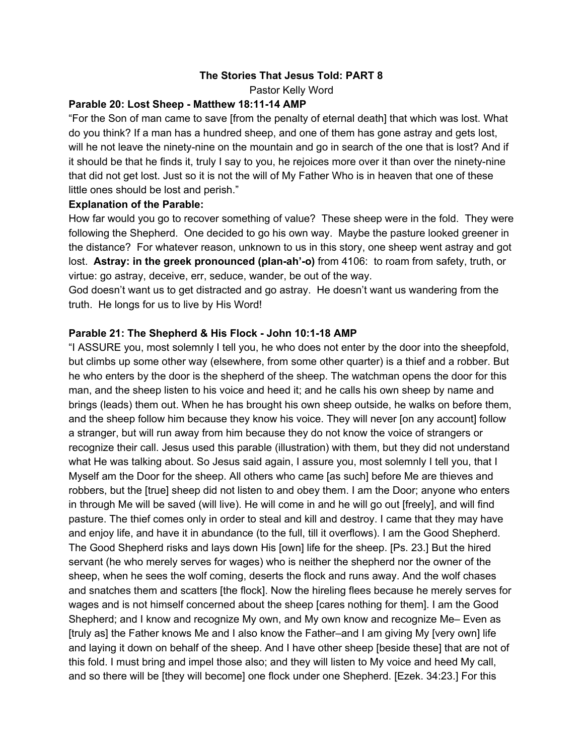**The Stories That Jesus Told: PART 8**

Pastor Kelly Word

**Parable 20: Lost Sheep - Matthew 18:11-14 AMP**

"For the Son of man came to save [from the penalty of eternal death] that which was lost. What do you think? If a man has a hundred sheep, and one of them has gone astray and gets lost, will he not leave the ninety-nine on the mountain and go in search of the one that is lost? And if it should be that he finds it, truly I say to you, he rejoices more over it than over the ninety-nine that did not get lost. Just so it is not the will of My Father Who is in heaven that one of these little ones should be lost and perish."

**Explanation of the Parable:**

How far would you go to recover something of value? These sheep were in the fold. They were following the Shepherd. One decided to go his own way. Maybe the pasture looked greener in the distance? For whatever reason, unknown to us in this story, one sheep went astray and got lost. **Astray: in the greek pronounced (plan-ah'-o)** from 4106: to roam from safety, truth, or virtue: go astray, deceive, err, seduce, wander, be out of the way.

God doesn't want us to get distracted and go astray. He doesn't want us wandering from the truth. He longs for us to live by His Word!

**Parable 21: The Shepherd & His Flock - John 10:1-18 AMP**

"I ASSURE you, most solemnly I tell you, he who does not enter by the door into the sheepfold, but climbs up some other way (elsewhere, from some other quarter) is a thief and a robber. But he who enters by the door is the shepherd of the sheep. The watchman opens the door for this man, and the sheep listen to his voice and heed it; and he calls his own sheep by name and brings (leads) them out. When he has brought his own sheep outside, he walks on before them, and the sheep follow him because they know his voice. They will never [on any account] follow a stranger, but will run away from him because they do not know the voice of strangers or recognize their call. Jesus used this parable (illustration) with them, but they did not understand what He was talking about. So Jesus said again, I assure you, most solemnly I tell you, that I Myself am the Door for the sheep. All others who came [as such] before Me are thieves and robbers, but the [true] sheep did not listen to and obey them. I am the Door; anyone who enters in through Me will be saved (will live). He will come in and he will go out [freely], and will find pasture. The thief comes only in order to steal and kill and destroy. I came that they may have and enjoy life, and have it in abundance (to the full, till it overflows). I am the Good Shepherd. The Good Shepherd risks and lays down His [own] life for the sheep. [Ps. 23.] But the hired servant (he who merely serves for wages) who is neither the shepherd nor the owner of the sheep, when he sees the wolf coming, deserts the flock and runs away. And the wolf chases and snatches them and scatters [the flock]. Now the hireling flees because he merely serves for wages and is not himself concerned about the sheep [cares nothing for them]. I am the Good Shepherd; and I know and recognize My own, and My own know and recognize Me– Even as [truly as] the Father knows Me and I also know the Father–and I am giving My [very own] life and laying it down on behalf of the sheep. And I have other sheep [beside these] that are not of this fold. I must bring and impel those also; and they will listen to My voice and heed My call, and so there will be [they will become] one flock under one Shepherd. [Ezek. 34:23.] For this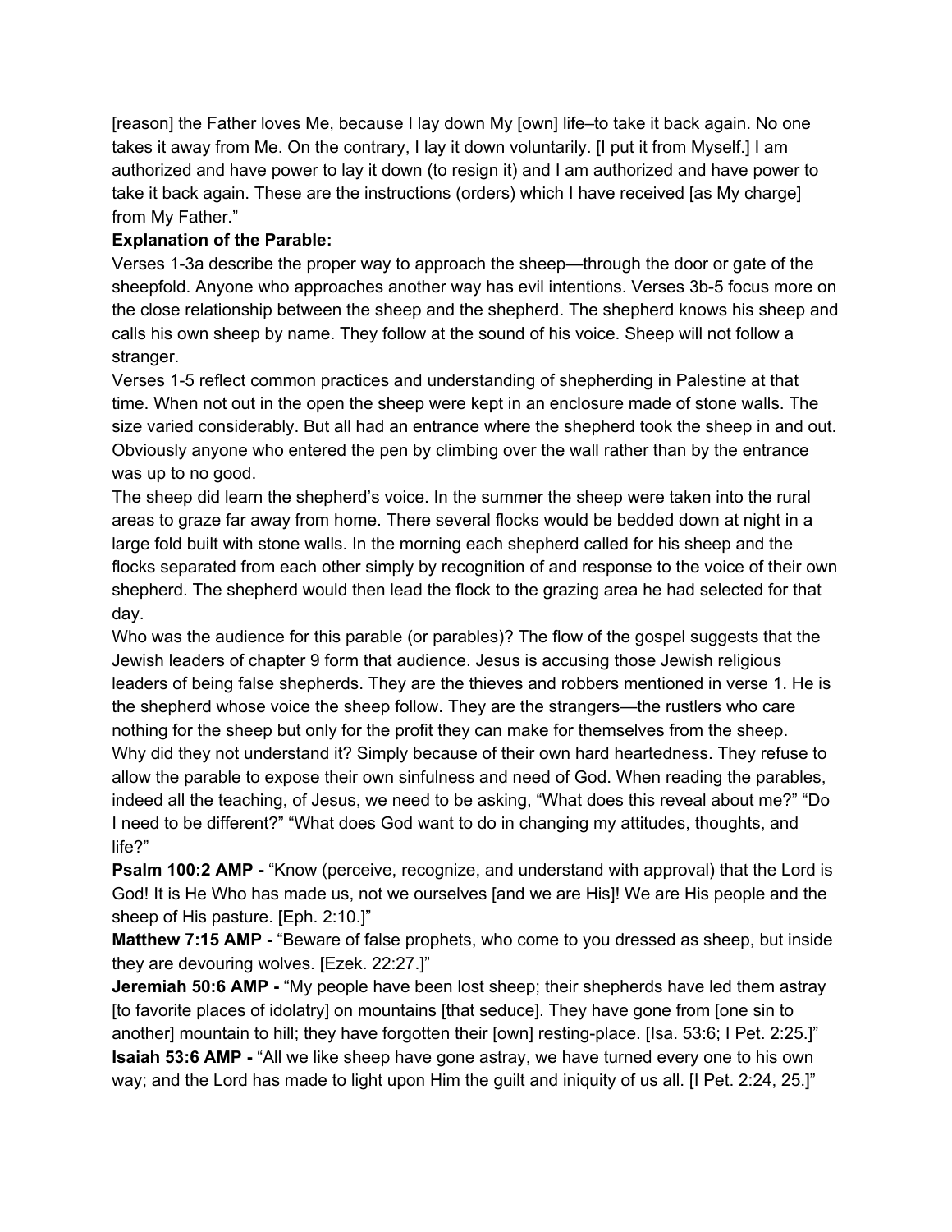[reason] the Father loves Me, because I lay down My [own] life–to take it back again. No one takes it away from Me. On the contrary, I lay it down voluntarily. [I put it from Myself.] I am authorized and have power to lay it down (to resign it) and I am authorized and have power to take it back again. These are the instructions (orders) which I have received [as My charge] from My Father."

**Explanation of the Parable:**

Verses 1-3a describe the proper way to approach the sheep—through the door or gate of the sheepfold. Anyone who approaches another way has evil intentions. Verses 3b-5 focus more on the close relationship between the sheep and the shepherd. The shepherd knows his sheep and calls his own sheep by name. They follow at the sound of his voice. Sheep will not follow a stranger.

Verses 1-5 reflect common practices and understanding of shepherding in Palestine at that time. When not out in the open the sheep were kept in an enclosure made of stone walls. The size varied considerably. But all had an entrance where the shepherd took the sheep in and out. Obviously anyone who entered the pen by climbing over the wall rather than by the entrance was up to no good.

The sheep did learn the shepherd's voice. In the summer the sheep were taken into the rural areas to graze far away from home. There several flocks would be bedded down at night in a large fold built with stone walls. In the morning each shepherd called for his sheep and the flocks separated from each other simply by recognition of and response to the voice of their own shepherd. The shepherd would then lead the flock to the grazing area he had selected for that day.

Who was the audience for this parable (or parables)? The flow of the gospel suggests that the Jewish leaders of chapter 9 form that audience. Jesus is accusing those Jewish religious leaders of being false shepherds. They are the thieves and robbers mentioned in verse 1. He is the shepherd whose voice the sheep follow. They are the strangers—the rustlers who care nothing for the sheep but only for the profit they can make for themselves from the sheep.

Why did they not understand it? Simply because of their own hard heartedness. They refuse to allow the parable to expose their own sinfulness and need of God. When reading the parables, indeed all the teaching, of Jesus, we need to be asking, "What does this reveal about me?" "Do I need to be different?" "What does God want to do in changing my attitudes, thoughts, and life?"

**Psalm 100:2 AMP -** "Know (perceive, recognize, and understand with approval) that the Lord is God! It is He Who has made us, not we ourselves [and we are His]! We are His people and the sheep of His pasture. [Eph. 2:10.]"

**Matthew 7:15 AMP -** "Beware of false prophets, who come to you dressed as sheep, but inside they are devouring wolves. [Ezek. 22:27.]"

**Jeremiah 50:6 AMP -** "My people have been lost sheep; their shepherds have led them astray [to favorite places of idolatry] on mountains [that seduce]. They have gone from [one sin to another] mountain to hill; they have forgotten their [own] resting-place. [Isa. 53:6; I Pet. 2:25.]"

**Isaiah 53:6 AMP -** "All we like sheep have gone astray, we have turned every one to his own way; and the Lord has made to light upon Him the guilt and iniquity of us all. [I Pet. 2:24, 25.]"